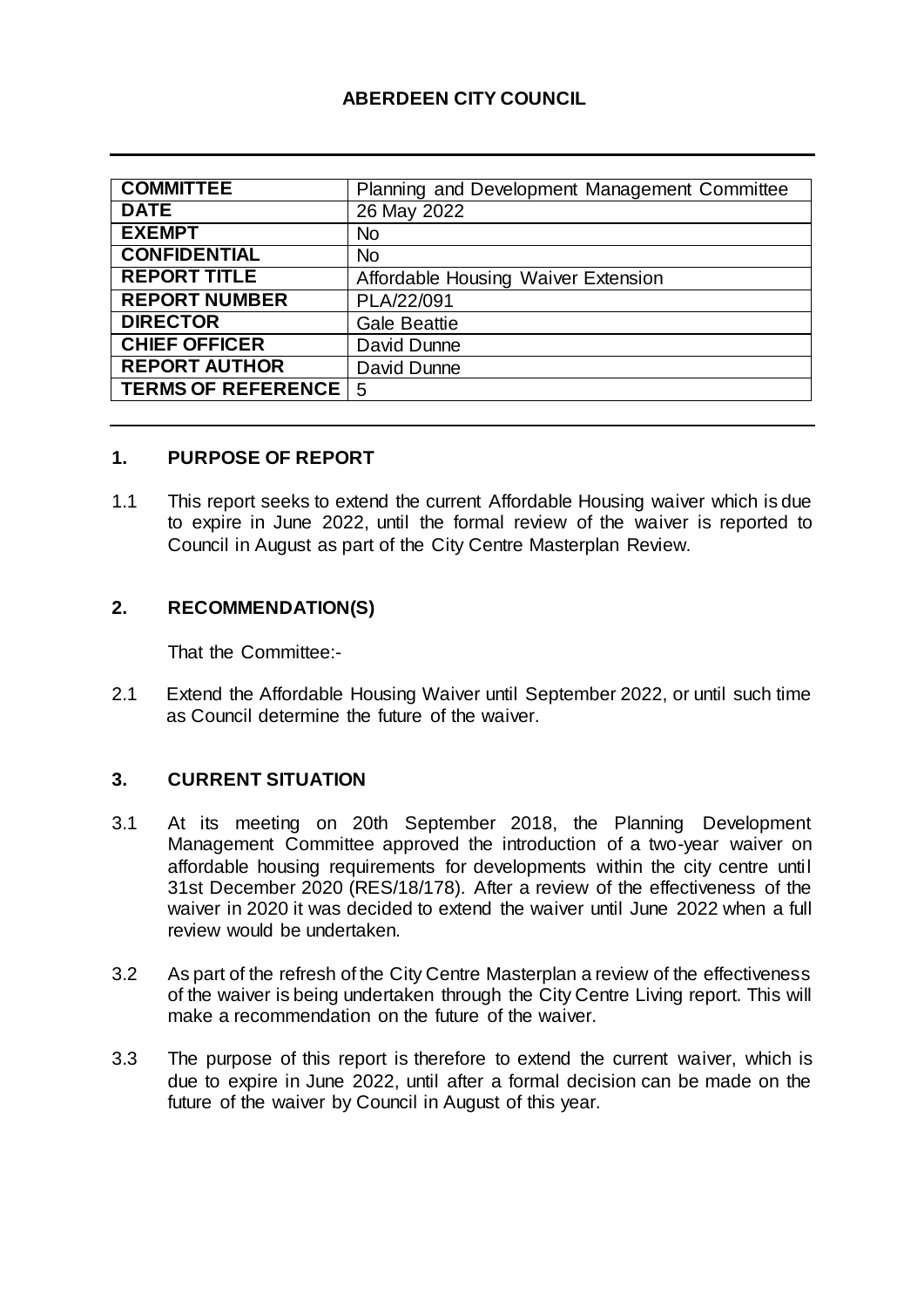# ABERDEEN CITY COUNCIL

| COMMITTEE | Planning and Development Management Committee |
|---|---|
| DATE | 26 May 2022 |
| EXEMPT | No |
| CONFIDENTIAL | No |
| REPORT TITLE | Affordable Housing Waiver Extension |
| REPORT NUMBER | PLA/22/091 |
| DIRECTOR | Gale Beattie |
| CHIEF OFFICER | David Dunne |
| REPORT AUTHOR | David Dunne |
| TERMS OF REFERENCE | 5 |

## 1. PURPOSE OF REPORT

1.1 This report seeks to extend the current Affordable Housing waiver which is due to expire in June 2022, until the formal review of the waiver is reported to Council in August as part of the City Centre Masterplan Review.

## 2. RECOMMENDATION(S)

That the Committee:-

2.1 Extend the Affordable Housing Waiver until September 2022, or until such time as Council determine the future of the waiver.

## 3. CURRENT SITUATION

3.1 At its meeting on 20th September 2018, the Planning Development Management Committee approved the introduction of a two-year waiver on affordable housing requirements for developments within the city centre until 31st December 2020 (RES/18/178). After a review of the effectiveness of the waiver in 2020 it was decided to extend the waiver until June 2022 when a full review would be undertaken.

3.2 As part of the refresh of the City Centre Masterplan a review of the effectiveness of the waiver is being undertaken through the City Centre Living report. This will make a recommendation on the future of the waiver.

3.3 The purpose of this report is therefore to extend the current waiver, which is due to expire in June 2022, until after a formal decision can be made on the future of the waiver by Council in August of this year.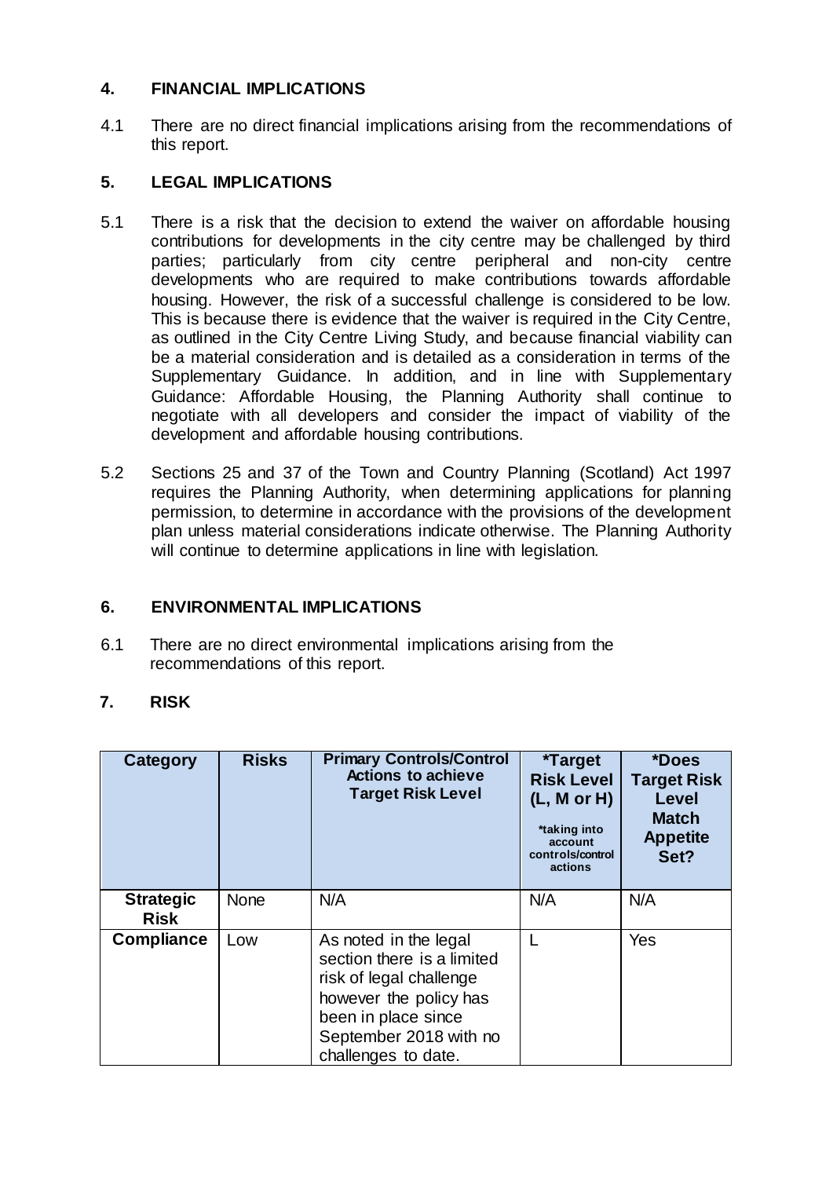## 4. FINANCIAL IMPLICATIONS

4.1 There are no direct financial implications arising from the recommendations of this report.

## 5. LEGAL IMPLICATIONS

5.1 There is a risk that the decision to extend the waiver on affordable housing contributions for developments in the city centre may be challenged by third parties; particularly from city centre peripheral and non-city centre developments who are required to make contributions towards affordable housing. However, the risk of a successful challenge is considered to be low. This is because there is evidence that the waiver is required in the City Centre, as outlined in the City Centre Living Study, and because financial viability can be a material consideration and is detailed as a consideration in terms of the Supplementary Guidance. In addition, and in line with Supplementary Guidance: Affordable Housing, the Planning Authority shall continue to negotiate with all developers and consider the impact of viability of the development and affordable housing contributions.

5.2 Sections 25 and 37 of the Town and Country Planning (Scotland) Act 1997 requires the Planning Authority, when determining applications for planning permission, to determine in accordance with the provisions of the development plan unless material considerations indicate otherwise. The Planning Authority will continue to determine applications in line with legislation.

## 6. ENVIRONMENTAL IMPLICATIONS

6.1 There are no direct environmental implications arising from the recommendations of this report.

## 7. RISK

| Category | Risks | Primary Controls/Control Actions to achieve Target Risk Level | *Target Risk Level (L, M or H) *taking into account controls/control actions | *Does Target Risk Level Match Appetite Set? |
|---|---|---|---|---|
| **Strategic Risk** | None | N/A | N/A | N/A |
| **Compliance** | Low | As noted in the legal section there is a limited risk of legal challenge however the policy has been in place since September 2018 with no challenges to date. | L | Yes |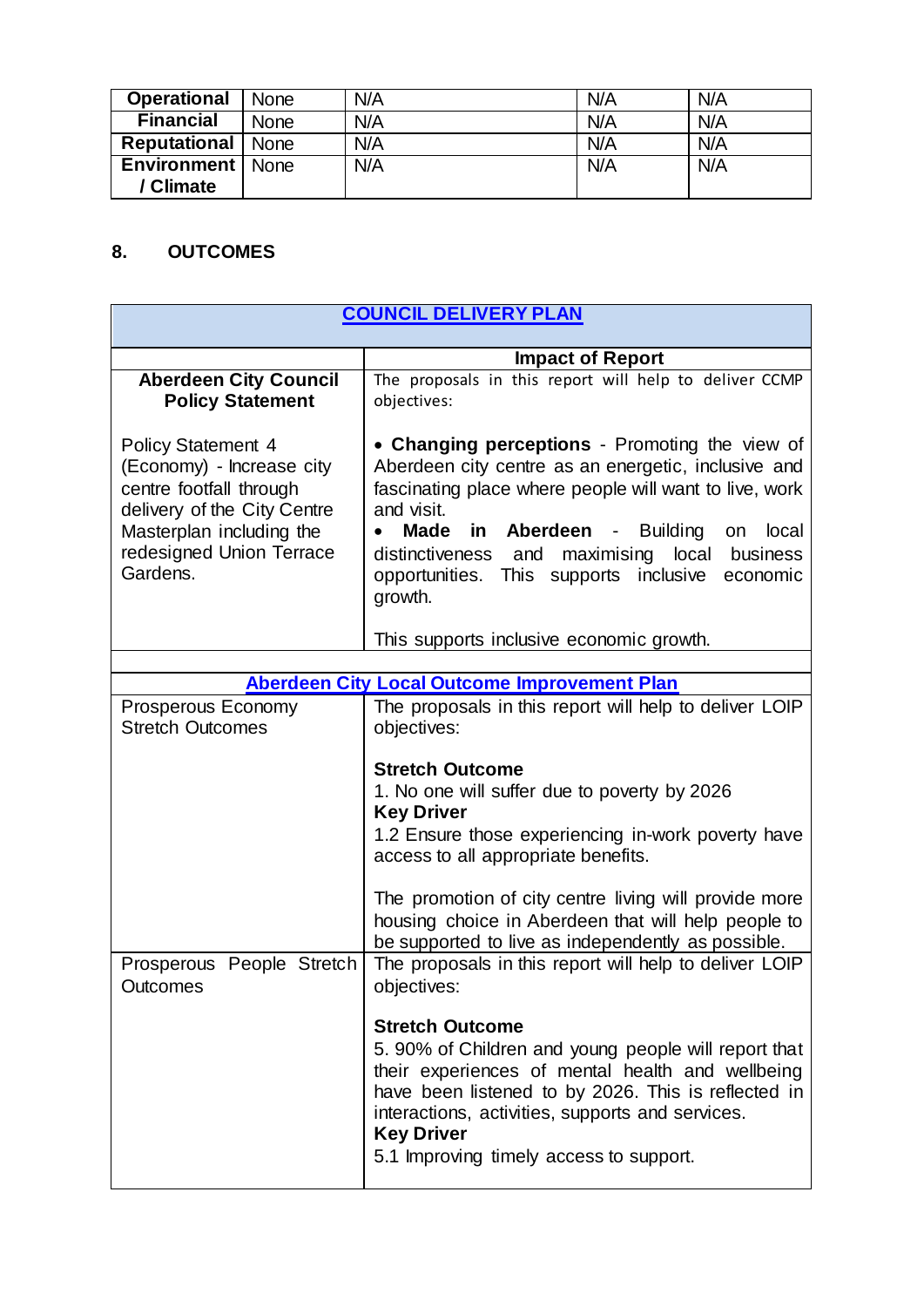| **Operational** | None | N/A | N/A | N/A |
|---|---|---|---|---|
| **Financial** | None | N/A | N/A | N/A |
| **Reputational** | None | N/A | N/A | N/A |
| **Environment / Climate** | None | N/A | N/A | N/A |

## 8. OUTCOMES

| **COUNCIL DELIVERY PLAN** | |
|---|---|
| | **Impact of Report** |
| **Aberdeen City Council Policy Statement**<br><br>Policy Statement 4 (Economy) - Increase city centre footfall through delivery of the City Centre Masterplan including the redesigned Union Terrace Gardens. | The proposals in this report will help to deliver CCMP objectives:<br><br>• **Changing perceptions** - Promoting the view of Aberdeen city centre as an energetic, inclusive and fascinating place where people will want to live, work and visit.<br>• **Made in Aberdeen** - Building on local distinctiveness and maximising local business opportunities. This supports inclusive economic growth.<br><br>This supports inclusive economic growth. |
| | |
| **Aberdeen City Local Outcome Improvement Plan** | |
| Prosperous Economy Stretch Outcomes | The proposals in this report will help to deliver LOIP objectives:<br><br>**Stretch Outcome**<br>1. No one will suffer due to poverty by 2026<br>**Key Driver**<br>1.2 Ensure those experiencing in-work poverty have access to all appropriate benefits.<br><br>The promotion of city centre living will provide more housing choice in Aberdeen that will help people to be supported to live as independently as possible. |
| Prosperous People Stretch Outcomes | The proposals in this report will help to deliver LOIP objectives:<br><br>**Stretch Outcome**<br>5. 90% of Children and young people will report that their experiences of mental health and wellbeing have been listened to by 2026. This is reflected in interactions, activities, supports and services.<br>**Key Driver**<br>5.1 Improving timely access to support. |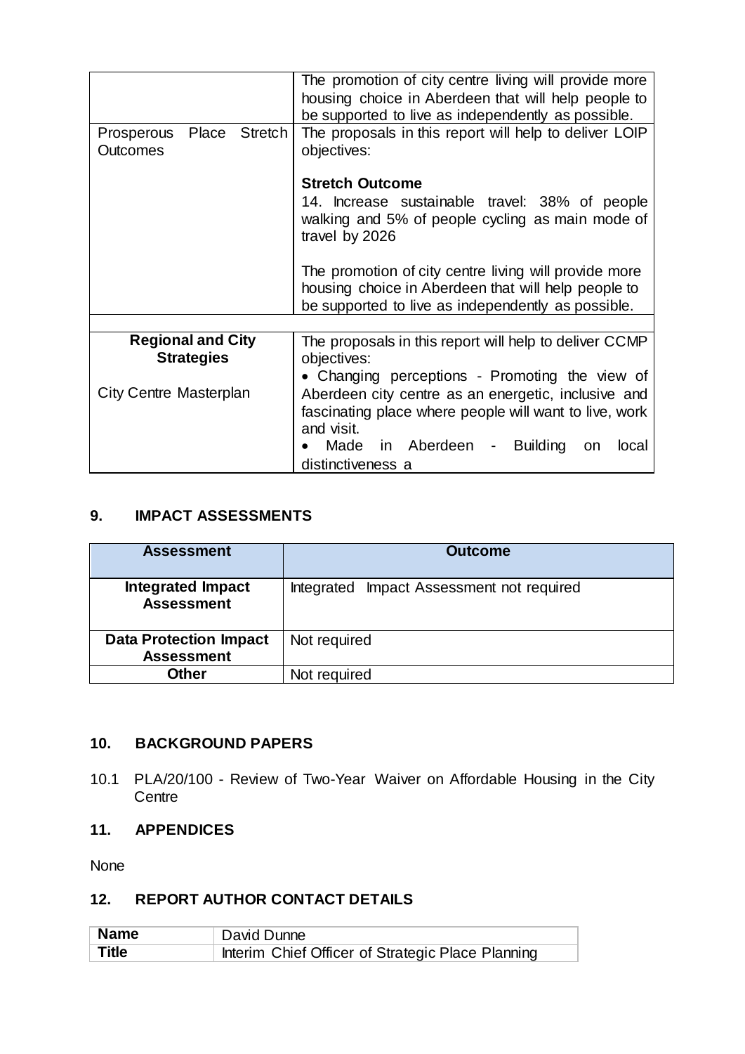|  |  |
|---|---|
|  | The promotion of city centre living will provide more housing choice in Aberdeen that will help people to be supported to live as independently as possible. |
| Prosperous Place Stretch Outcomes | The proposals in this report will help to deliver LOIP objectives:<br><br>**Stretch Outcome**<br>14. Increase sustainable travel: 38% of people walking and 5% of people cycling as main mode of travel by 2026<br><br>The promotion of city centre living will provide more housing choice in Aberdeen that will help people to be supported to live as independently as possible. |
|  |  |
| **Regional and City Strategies**<br><br>City Centre Masterplan | The proposals in this report will help to deliver CCMP objectives:<br>• Changing perceptions - Promoting the view of Aberdeen city centre as an energetic, inclusive and fascinating place where people will want to live, work and visit.<br>• Made in Aberdeen - Building on local distinctiveness a |

## 9. IMPACT ASSESSMENTS

| Assessment | Outcome |
|---|---|
| **Integrated Impact Assessment** | Integrated Impact Assessment not required |
| **Data Protection Impact Assessment** | Not required |
| **Other** | Not required |

## 10. BACKGROUND PAPERS

10.1 PLA/20/100 - Review of Two-Year Waiver on Affordable Housing in the City Centre

## 11. APPENDICES

None

## 12. REPORT AUTHOR CONTACT DETAILS

| **Name** | David Dunne |
|---|---|
| **Title** | Interim Chief Officer of Strategic Place Planning |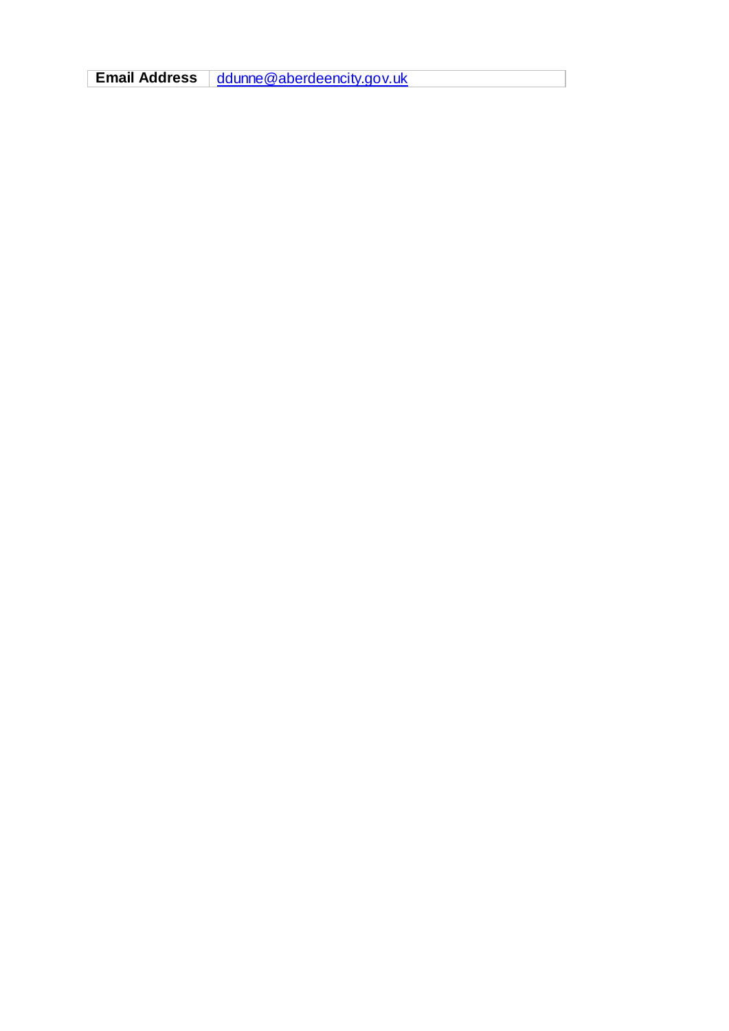| | |
|---|---|
| **Email Address** | ddunne@aberdeencity.gov.uk |